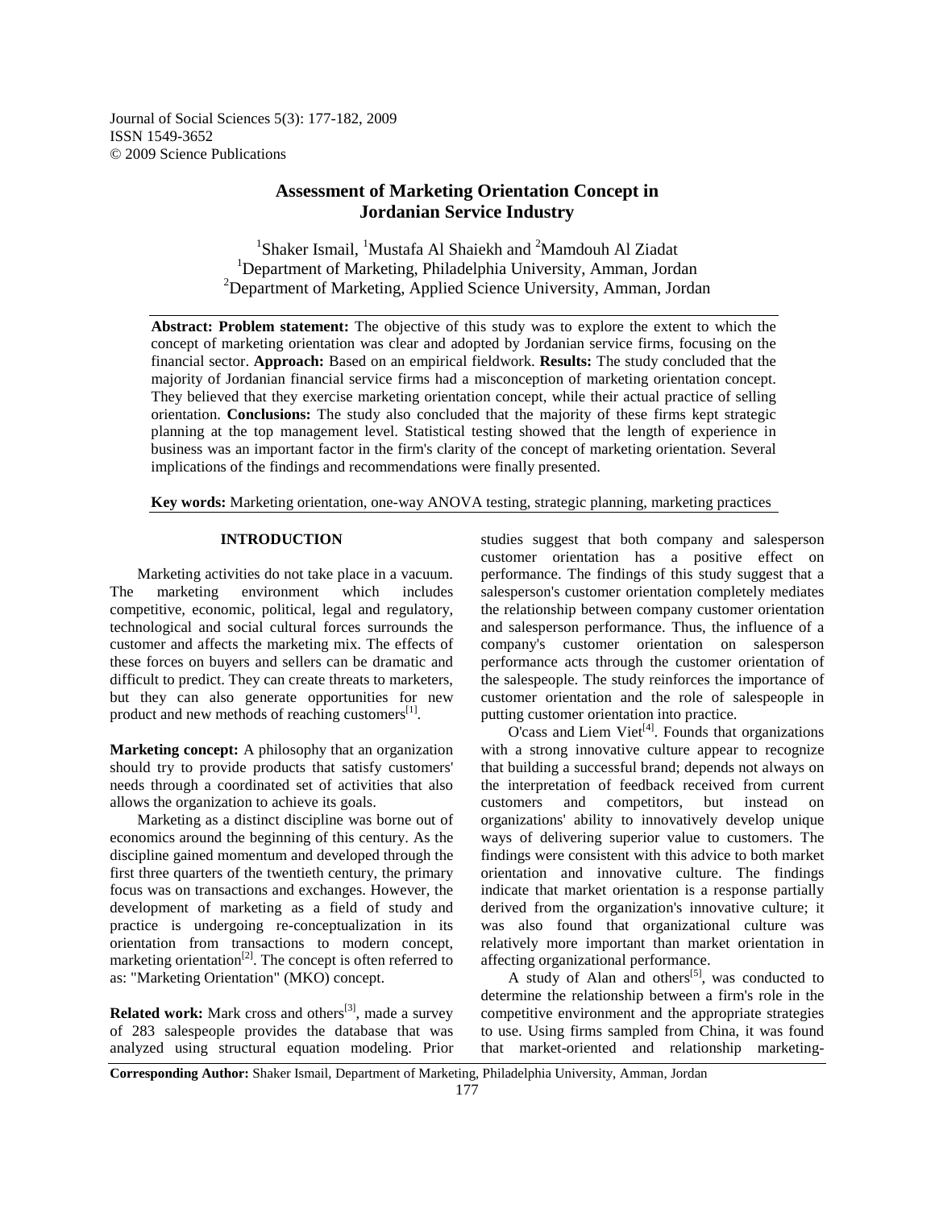# Assessment of Marketing Orientation Concept in Jordanian Service Industry

[1]Shaker Ismail, [1]Mustafa Al Shaiekh and [2]Mamdouh Al Ziadat
[1]Department of Marketing, Philadelphia University, Amman, Jordan
[2]Department of Marketing, Applied Science University, Amman, Jordan

**Abstract: Problem statement:** The objective of this study was to explore the extent to which the concept of marketing orientation was clear and adopted by Jordanian service firms, focusing on the financial sector. **Approach:** Based on an empirical fieldwork. **Results:** The study concluded that the majority of Jordanian financial service firms had a misconception of marketing orientation concept. They believed that they exercise marketing orientation concept, while their actual practice of selling orientation. **Conclusions:** The study also concluded that the majority of these firms kept strategic planning at the top management level. Statistical testing showed that the length of experience in business was an important factor in the firm's clarity of the concept of marketing orientation. Several implications of the findings and recommendations were finally presented.

**Key words:** Marketing orientation, one-way ANOVA testing, strategic planning, marketing practices

## INTRODUCTION

Marketing activities do not take place in a vacuum. The marketing environment which includes competitive, economic, political, legal and regulatory, technological and social cultural forces surrounds the customer and affects the marketing mix. The effects of these forces on buyers and sellers can be dramatic and difficult to predict. They can create threats to marketers, but they can also generate opportunities for new product and new methods of reaching customers[1].

**Marketing concept:** A philosophy that an organization should try to provide products that satisfy customers' needs through a coordinated set of activities that also allows the organization to achieve its goals.

Marketing as a distinct discipline was borne out of economics around the beginning of this century. As the discipline gained momentum and developed through the first three quarters of the twentieth century, the primary focus was on transactions and exchanges. However, the development of marketing as a field of study and practice is undergoing re-conceptualization in its orientation from transactions to modern concept, marketing orientation[2]. The concept is often referred to as: "Marketing Orientation" (MKO) concept.

**Related work:** Mark cross and others[3], made a survey of 283 salespeople provides the database that was analyzed using structural equation modeling. Prior studies suggest that both company and salesperson customer orientation has a positive effect on performance. The findings of this study suggest that a salesperson's customer orientation completely mediates the relationship between company customer orientation and salesperson performance. Thus, the influence of a company's customer orientation on salesperson performance acts through the customer orientation of the salespeople. The study reinforces the importance of customer orientation and the role of salespeople in putting customer orientation into practice.

O'cass and Liem Viet[4]. Founds that organizations with a strong innovative culture appear to recognize that building a successful brand; depends not always on the interpretation of feedback received from current customers and competitors, but instead on organizations' ability to innovatively develop unique ways of delivering superior value to customers. The findings were consistent with this advice to both market orientation and innovative culture. The findings indicate that market orientation is a response partially derived from the organization's innovative culture; it was also found that organizational culture was relatively more important than market orientation in affecting organizational performance.

A study of Alan and others[5], was conducted to determine the relationship between a firm's role in the competitive environment and the appropriate strategies to use. Using firms sampled from China, it was found that market-oriented and relationship marketing-

**Corresponding Author:** Shaker Ismail, Department of Marketing, Philadelphia University, Amman, Jordan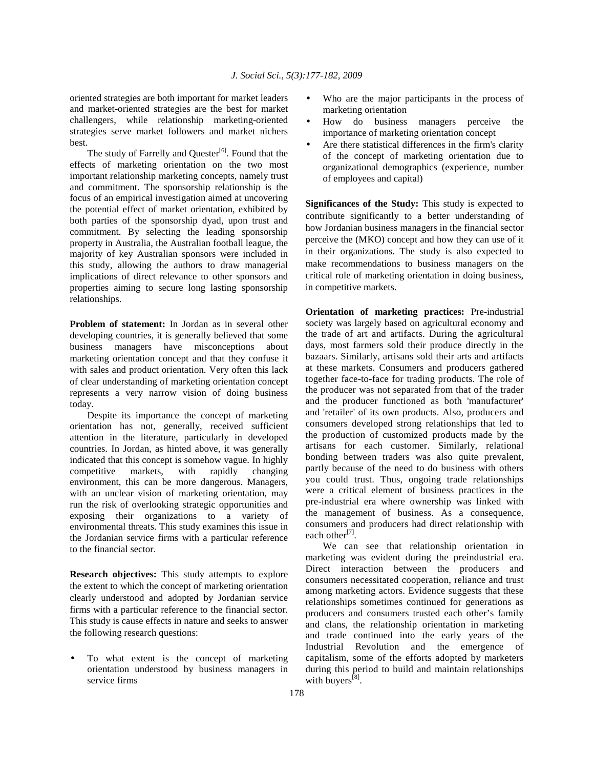oriented strategies are both important for market leaders and market-oriented strategies are the best for market challengers, while relationship marketing-oriented strategies serve market followers and market nichers best.

The study of Farrelly and Quester[6]. Found that the effects of marketing orientation on the two most important relationship marketing concepts, namely trust and commitment. The sponsorship relationship is the focus of an empirical investigation aimed at uncovering the potential effect of market orientation, exhibited by both parties of the sponsorship dyad, upon trust and commitment. By selecting the leading sponsorship property in Australia, the Australian football league, the majority of key Australian sponsors were included in this study, allowing the authors to draw managerial implications of direct relevance to other sponsors and properties aiming to secure long lasting sponsorship relationships.

**Problem of statement:** In Jordan as in several other developing countries, it is generally believed that some business managers have misconceptions about marketing orientation concept and that they confuse it with sales and product orientation. Very often this lack of clear understanding of marketing orientation concept represents a very narrow vision of doing business today.

Despite its importance the concept of marketing orientation has not, generally, received sufficient attention in the literature, particularly in developed countries. In Jordan, as hinted above, it was generally indicated that this concept is somehow vague. In highly competitive markets, with rapidly changing environment, this can be more dangerous. Managers, with an unclear vision of marketing orientation, may run the risk of overlooking strategic opportunities and exposing their organizations to a variety of environmental threats. This study examines this issue in the Jordanian service firms with a particular reference to the financial sector.

**Research objectives:** This study attempts to explore the extent to which the concept of marketing orientation clearly understood and adopted by Jordanian service firms with a particular reference to the financial sector. This study is cause effects in nature and seeks to answer the following research questions:

- To what extent is the concept of marketing orientation understood by business managers in service firms
- Who are the major participants in the process of marketing orientation
- How do business managers perceive the importance of marketing orientation concept
- Are there statistical differences in the firm's clarity of the concept of marketing orientation due to organizational demographics (experience, number of employees and capital)

**Significances of the Study:** This study is expected to contribute significantly to a better understanding of how Jordanian business managers in the financial sector perceive the (MKO) concept and how they can use of it in their organizations. The study is also expected to make recommendations to business managers on the critical role of marketing orientation in doing business, in competitive markets.

**Orientation of marketing practices:** Pre-industrial society was largely based on agricultural economy and the trade of art and artifacts. During the agricultural days, most farmers sold their produce directly in the bazaars. Similarly, artisans sold their arts and artifacts at these markets. Consumers and producers gathered together face-to-face for trading products. The role of the producer was not separated from that of the trader and the producer functioned as both 'manufacturer' and 'retailer' of its own products. Also, producers and consumers developed strong relationships that led to the production of customized products made by the artisans for each customer. Similarly, relational bonding between traders was also quite prevalent, partly because of the need to do business with others you could trust. Thus, ongoing trade relationships were a critical element of business practices in the pre-industrial era where ownership was linked with the management of business. As a consequence, consumers and producers had direct relationship with each other[7].

We can see that relationship orientation in marketing was evident during the preindustrial era. Direct interaction between the producers and consumers necessitated cooperation, reliance and trust among marketing actors. Evidence suggests that these relationships sometimes continued for generations as producers and consumers trusted each other's family and clans, the relationship orientation in marketing and trade continued into the early years of the Industrial Revolution and the emergence of capitalism, some of the efforts adopted by marketers during this period to build and maintain relationships with buyers[8].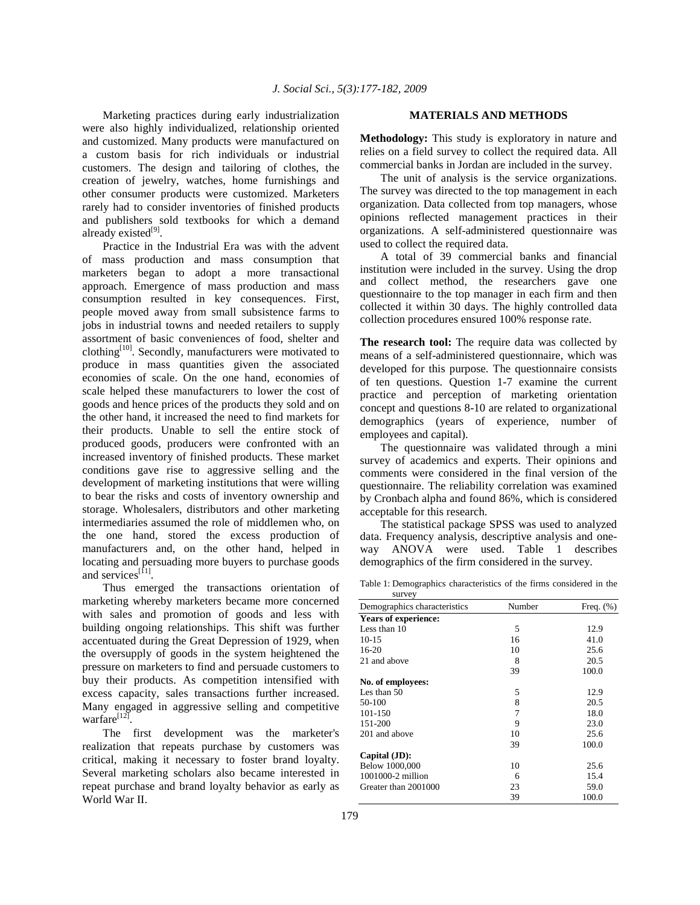Marketing practices during early industrialization were also highly individualized, relationship oriented and customized. Many products were manufactured on a custom basis for rich individuals or industrial customers. The design and tailoring of clothes, the creation of jewelry, watches, home furnishings and other consumer products were customized. Marketers rarely had to consider inventories of finished products and publishers sold textbooks for which a demand already existed[9].

Practice in the Industrial Era was with the advent of mass production and mass consumption that marketers began to adopt a more transactional approach. Emergence of mass production and mass consumption resulted in key consequences. First, people moved away from small subsistence farms to jobs in industrial towns and needed retailers to supply assortment of basic conveniences of food, shelter and clothing[10]. Secondly, manufacturers were motivated to produce in mass quantities given the associated economies of scale. On the one hand, economies of scale helped these manufacturers to lower the cost of goods and hence prices of the products they sold and on the other hand, it increased the need to find markets for their products. Unable to sell the entire stock of produced goods, producers were confronted with an increased inventory of finished products. These market conditions gave rise to aggressive selling and the development of marketing institutions that were willing to bear the risks and costs of inventory ownership and storage. Wholesalers, distributors and other marketing intermediaries assumed the role of middlemen who, on the one hand, stored the excess production of manufacturers and, on the other hand, helped in locating and persuading more buyers to purchase goods and services[11].

Thus emerged the transactions orientation of marketing whereby marketers became more concerned with sales and promotion of goods and less with building ongoing relationships. This shift was further accentuated during the Great Depression of 1929, when the oversupply of goods in the system heightened the pressure on marketers to find and persuade customers to buy their products. As competition intensified with excess capacity, sales transactions further increased. Many engaged in aggressive selling and competitive warfare[12].

The first development was the marketer's realization that repeats purchase by customers was critical, making it necessary to foster brand loyalty. Several marketing scholars also became interested in repeat purchase and brand loyalty behavior as early as World War II.

## MATERIALS AND METHODS

**Methodology:** This study is exploratory in nature and relies on a field survey to collect the required data. All commercial banks in Jordan are included in the survey.

The unit of analysis is the service organizations. The survey was directed to the top management in each organization. Data collected from top managers, whose opinions reflected management practices in their organizations. A self-administered questionnaire was used to collect the required data.

A total of 39 commercial banks and financial institution were included in the survey. Using the drop and collect method, the researchers gave one questionnaire to the top manager in each firm and then collected it within 30 days. The highly controlled data collection procedures ensured 100% response rate.

**The research tool:** The require data was collected by means of a self-administered questionnaire, which was developed for this purpose. The questionnaire consists of ten questions. Question 1-7 examine the current practice and perception of marketing orientation concept and questions 8-10 are related to organizational demographics (years of experience, number of employees and capital).

The questionnaire was validated through a mini survey of academics and experts. Their opinions and comments were considered in the final version of the questionnaire. The reliability correlation was examined by Cronbach alpha and found 86%, which is considered acceptable for this research.

The statistical package SPSS was used to analyzed data. Frequency analysis, descriptive analysis and one-way ANOVA were used. Table 1 describes demographics of the firm considered in the survey.

Table 1: Demographics characteristics of the firms considered in the survey

| Demographics characteristics | Number | Freq. (%) |
|---|---|---|
| **Years of experience:** | | |
| Less than 10 | 5 | 12.9 |
| 10-15 | 16 | 41.0 |
| 16-20 | 10 | 25.6 |
| 21 and above | 8 | 20.5 |
| | 39 | 100.0 |
| **No. of employees:** | | |
| Les than 50 | 5 | 12.9 |
| 50-100 | 8 | 20.5 |
| 101-150 | 7 | 18.0 |
| 151-200 | 9 | 23.0 |
| 201 and above | 10 | 25.6 |
| | 39 | 100.0 |
| **Capital (JD):** | | |
| Below 1000,000 | 10 | 25.6 |
| 1001000-2 million | 6 | 15.4 |
| Greater than 2001000 | 23 | 59.0 |
| | 39 | 100.0 |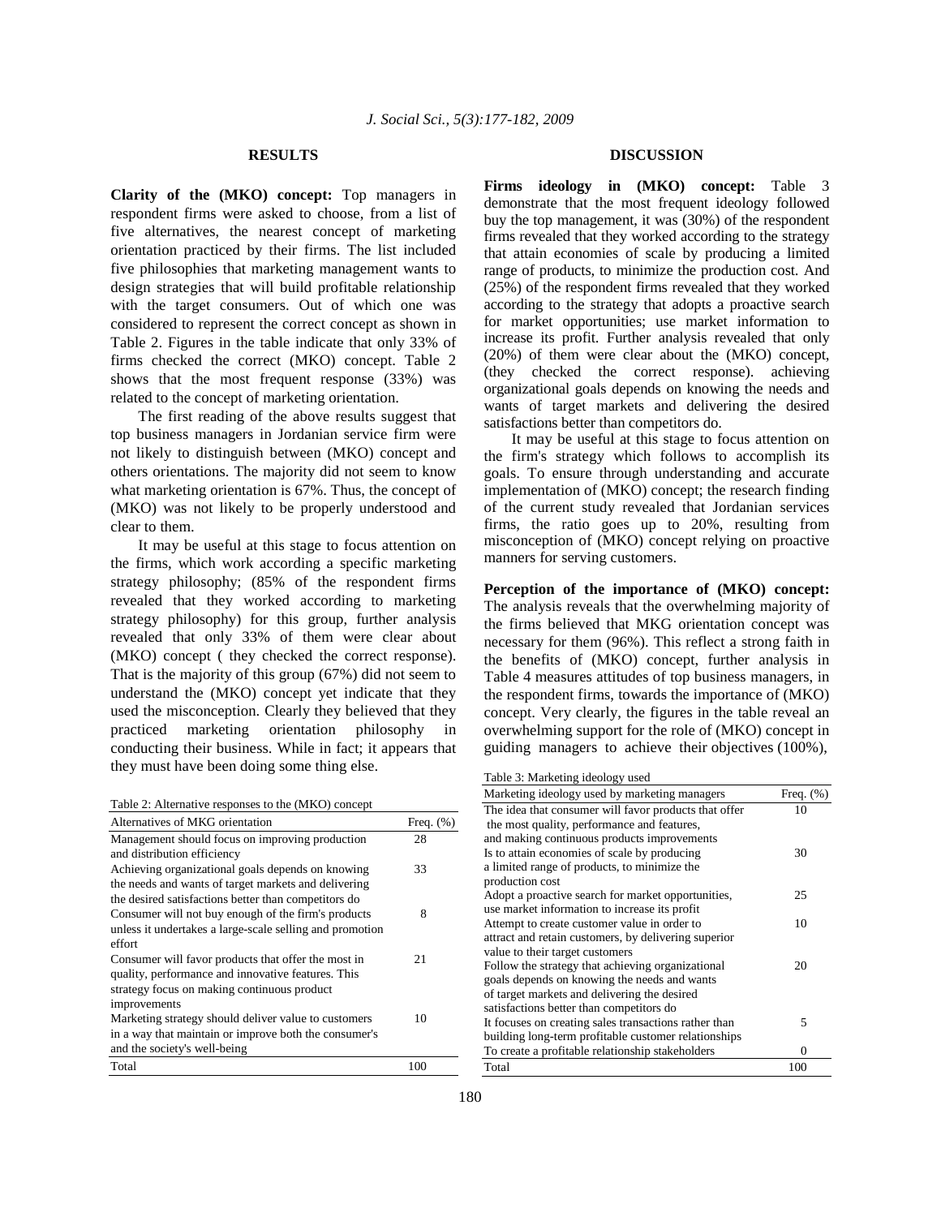## RESULTS

**Clarity of the (MKO) concept:** Top managers in respondent firms were asked to choose, from a list of five alternatives, the nearest concept of marketing orientation practiced by their firms. The list included five philosophies that marketing management wants to design strategies that will build profitable relationship with the target consumers. Out of which one was considered to represent the correct concept as shown in Table 2. Figures in the table indicate that only 33% of firms checked the correct (MKO) concept. Table 2 shows that the most frequent response (33%) was related to the concept of marketing orientation.

The first reading of the above results suggest that top business managers in Jordanian service firm were not likely to distinguish between (MKO) concept and others orientations. The majority did not seem to know what marketing orientation is 67%. Thus, the concept of (MKO) was not likely to be properly understood and clear to them.

It may be useful at this stage to focus attention on the firms, which work according a specific marketing strategy philosophy; (85% of the respondent firms revealed that they worked according to marketing strategy philosophy) for this group, further analysis revealed that only 33% of them were clear about (MKO) concept ( they checked the correct response). That is the majority of this group (67%) did not seem to understand the (MKO) concept yet indicate that they used the misconception. Clearly they believed that they practiced marketing orientation philosophy in conducting their business. While in fact; it appears that they must have been doing some thing else.

Table 2: Alternative responses to the (MKO) concept

| Alternatives of MKG orientation | Freq. (%) |
|---|---|
| Management should focus on improving production and distribution efficiency | 28 |
| Achieving organizational goals depends on knowing the needs and wants of target markets and delivering the desired satisfactions better than competitors do | 33 |
| Consumer will not buy enough of the firm's products unless it undertakes a large-scale selling and promotion effort | 8 |
| Consumer will favor products that offer the most in quality, performance and innovative features. This strategy focus on making continuous product improvements | 21 |
| Marketing strategy should deliver value to customers in a way that maintain or improve both the consumer's and the society's well-being | 10 |
| Total | 100 |

## DISCUSSION

**Firms ideology in (MKO) concept:** Table 3 demonstrate that the most frequent ideology followed buy the top management, it was (30%) of the respondent firms revealed that they worked according to the strategy that attain economies of scale by producing a limited range of products, to minimize the production cost. And (25%) of the respondent firms revealed that they worked according to the strategy that adopts a proactive search for market opportunities; use market information to increase its profit. Further analysis revealed that only (20%) of them were clear about the (MKO) concept, (they checked the correct response). achieving organizational goals depends on knowing the needs and wants of target markets and delivering the desired satisfactions better than competitors do.

It may be useful at this stage to focus attention on the firm's strategy which follows to accomplish its goals. To ensure through understanding and accurate implementation of (MKO) concept; the research finding of the current study revealed that Jordanian services firms, the ratio goes up to 20%, resulting from misconception of (MKO) concept relying on proactive manners for serving customers.

**Perception of the importance of (MKO) concept:** The analysis reveals that the overwhelming majority of the firms believed that MKG orientation concept was necessary for them (96%). This reflect a strong faith in the benefits of (MKO) concept, further analysis in Table 4 measures attitudes of top business managers, in the respondent firms, towards the importance of (MKO) concept. Very clearly, the figures in the table reveal an overwhelming support for the role of (MKO) concept in guiding managers to achieve their objectives (100%),

Table 3: Marketing ideology used

| Marketing ideology used by marketing managers | Freq. (%) |
|---|---|
| The idea that consumer will favor products that offer the most quality, performance and features, and making continuous products improvements | 10 |
| Is to attain economies of scale by producing a limited range of products, to minimize the production cost | 30 |
| Adopt a proactive search for market opportunities, use market information to increase its profit | 25 |
| Attempt to create customer value in order to attract and retain customers, by delivering superior value to their target customers | 10 |
| Follow the strategy that achieving organizational goals depends on knowing the needs and wants of target markets and delivering the desired satisfactions better than competitors do | 20 |
| It focuses on creating sales transactions rather than building long-term profitable customer relationships | 5 |
| To create a profitable relationship stakeholders | 0 |
| Total | 100 |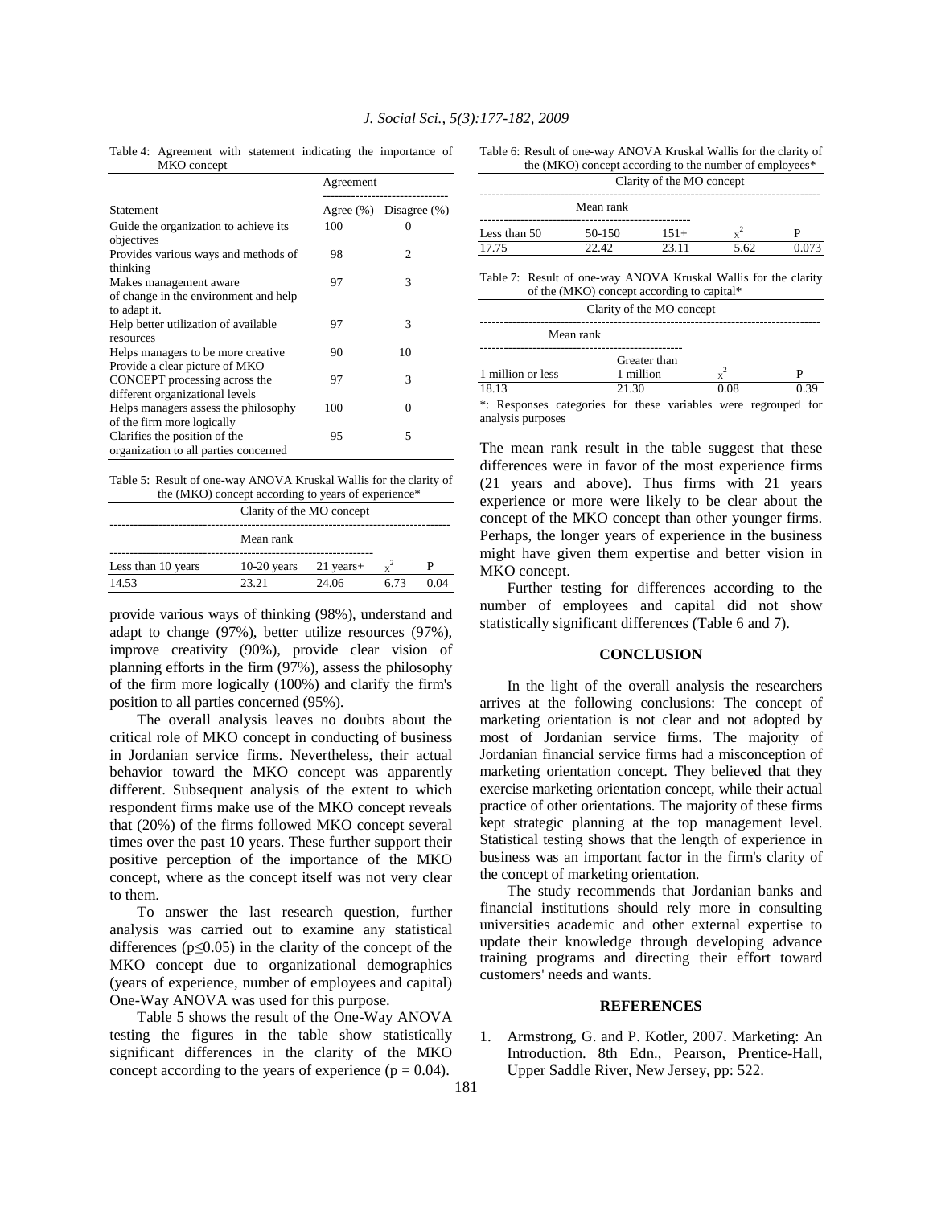Table 4: Agreement with statement indicating the importance of MKO concept

| Statement | Agreement | |
|---|---|---|
| | Agree (%) | Disagree (%) |
| Guide the organization to achieve its objectives | 100 | 0 |
| Provides various ways and methods of thinking | 98 | 2 |
| Makes management aware of change in the environment and help to adapt it. | 97 | 3 |
| Help better utilization of available resources | 97 | 3 |
| Helps managers to be more creative | 90 | 10 |
| Provide a clear picture of MKO CONCEPT processing across the different organizational levels | 97 | 3 |
| Helps managers assess the philosophy of the firm more logically | 100 | 0 |
| Clarifies the position of the organization to all parties concerned | 95 | 5 |

Table 5: Result of one-way ANOVA Kruskal Wallis for the clarity of the (MKO) concept according to years of experience*

| Clarity of the MO concept | | | | |
|---|---|---|---|---|
| Mean rank | | | | |
| Less than 10 years | 10-20 years | 21 years+ | $x^2$ | P |
| 14.53 | 23.21 | 24.06 | 6.73 | 0.04 |

provide various ways of thinking (98%), understand and adapt to change (97%), better utilize resources (97%), improve creativity (90%), provide clear vision of planning efforts in the firm (97%), assess the philosophy of the firm more logically (100%) and clarify the firm's position to all parties concerned (95%).

The overall analysis leaves no doubts about the critical role of MKO concept in conducting of business in Jordanian service firms. Nevertheless, their actual behavior toward the MKO concept was apparently different. Subsequent analysis of the extent to which respondent firms make use of the MKO concept reveals that (20%) of the firms followed MKO concept several times over the past 10 years. These further support their positive perception of the importance of the MKO concept, where as the concept itself was not very clear to them.

To answer the last research question, further analysis was carried out to examine any statistical differences ($p \leq 0.05$) in the clarity of the concept of the MKO concept due to organizational demographics (years of experience, number of employees and capital) One-Way ANOVA was used for this purpose.

Table 5 shows the result of the One-Way ANOVA testing the figures in the table show statistically significant differences in the clarity of the MKO concept according to the years of experience ($p = 0.04$).

Table 6: Result of one-way ANOVA Kruskal Wallis for the clarity of the (MKO) concept according to the number of employees*

| Clarity of the MO concept | | | | |
|---|---|---|---|---|
| Mean rank | | | | |
| Less than 50 | 50-150 | 151+ | $x^2$ | P |
| 17.75 | 22.42 | 23.11 | 5.62 | 0.073 |

Table 7: Result of one-way ANOVA Kruskal Wallis for the clarity of the (MKO) concept according to capital*

| Clarity of the MO concept | | | |
|---|---|---|---|
| Mean rank | | | |
| 1 million or less | Greater than 1 million | $x^2$ | P |
| 18.13 | 21.30 | 0.08 | 0.39 |

*: Responses categories for these variables were regrouped for analysis purposes

The mean rank result in the table suggest that these differences were in favor of the most experience firms (21 years and above). Thus firms with 21 years experience or more were likely to be clear about the concept of the MKO concept than other younger firms. Perhaps, the longer years of experience in the business might have given them expertise and better vision in MKO concept.

Further testing for differences according to the number of employees and capital did not show statistically significant differences (Table 6 and 7).

## CONCLUSION

In the light of the overall analysis the researchers arrives at the following conclusions: The concept of marketing orientation is not clear and not adopted by most of Jordanian service firms. The majority of Jordanian financial service firms had a misconception of marketing orientation concept. They believed that they exercise marketing orientation concept, while their actual practice of other orientations. The majority of these firms kept strategic planning at the top management level. Statistical testing shows that the length of experience in business was an important factor in the firm's clarity of the concept of marketing orientation.

The study recommends that Jordanian banks and financial institutions should rely more in consulting universities academic and other external expertise to update their knowledge through developing advance training programs and directing their effort toward customers' needs and wants.

## REFERENCES

1. Armstrong, G. and P. Kotler, 2007. Marketing: An Introduction. 8th Edn., Pearson, Prentice-Hall, Upper Saddle River, New Jersey, pp: 522.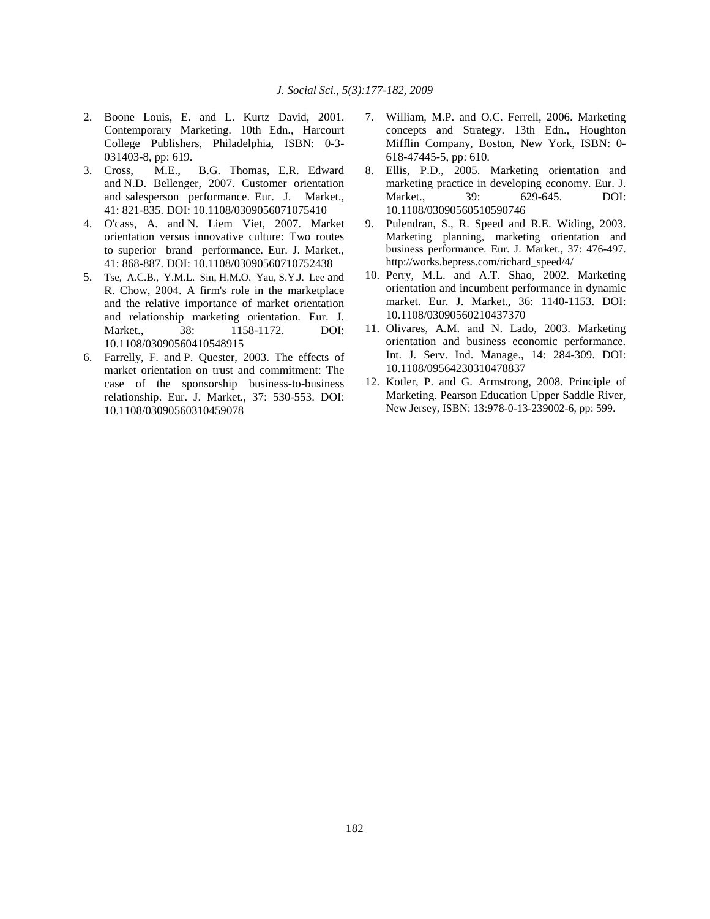2. Boone Louis, E. and L. Kurtz David, 2001. Contemporary Marketing. 10th Edn., Harcourt College Publishers, Philadelphia, ISBN: 0-3-031403-8, pp: 619.
3. Cross, M.E., B.G. Thomas, E.R. Edward and N.D. Bellenger, 2007. Customer orientation and salesperson performance. Eur. J. Market., 41: 821-835. DOI: 10.1108/0309056071075410
4. O'cass, A. and N. Liem Viet, 2007. Market orientation versus innovative culture: Two routes to superior brand performance. Eur. J. Market., 41: 868-887. DOI: 10.1108/03090560710752438
5. Tse, A.C.B., Y.M.L. Sin, H.M.O. Yau, S.Y.J. Lee and R. Chow, 2004. A firm's role in the marketplace and the relative importance of market orientation and relationship marketing orientation. Eur. J. Market., 38: 1158-1172. DOI: 10.1108/03090560410548915
6. Farrelly, F. and P. Quester, 2003. The effects of market orientation on trust and commitment: The case of the sponsorship business-to-business relationship. Eur. J. Market., 37: 530-553. DOI: 10.1108/03090560310459078
7. William, M.P. and O.C. Ferrell, 2006. Marketing concepts and Strategy. 13th Edn., Houghton Mifflin Company, Boston, New York, ISBN: 0-618-47445-5, pp: 610.
8. Ellis, P.D., 2005. Marketing orientation and marketing practice in developing economy. Eur. J. Market., 39: 629-645. DOI: 10.1108/03090560510590746
9. Pulendran, S., R. Speed and R.E. Widing, 2003. Marketing planning, marketing orientation and business performance. Eur. J. Market., 37: 476-497. http://works.bepress.com/richard_speed/4/
10. Perry, M.L. and A.T. Shao, 2002. Marketing orientation and incumbent performance in dynamic market. Eur. J. Market., 36: 1140-1153. DOI: 10.1108/03090560210437370
11. Olivares, A.M. and N. Lado, 2003. Marketing orientation and business economic performance. Int. J. Serv. Ind. Manage., 14: 284-309. DOI: 10.1108/09564230310478837
12. Kotler, P. and G. Armstrong, 2008. Principle of Marketing. Pearson Education Upper Saddle River, New Jersey, ISBN: 13:978-0-13-239002-6, pp: 599.